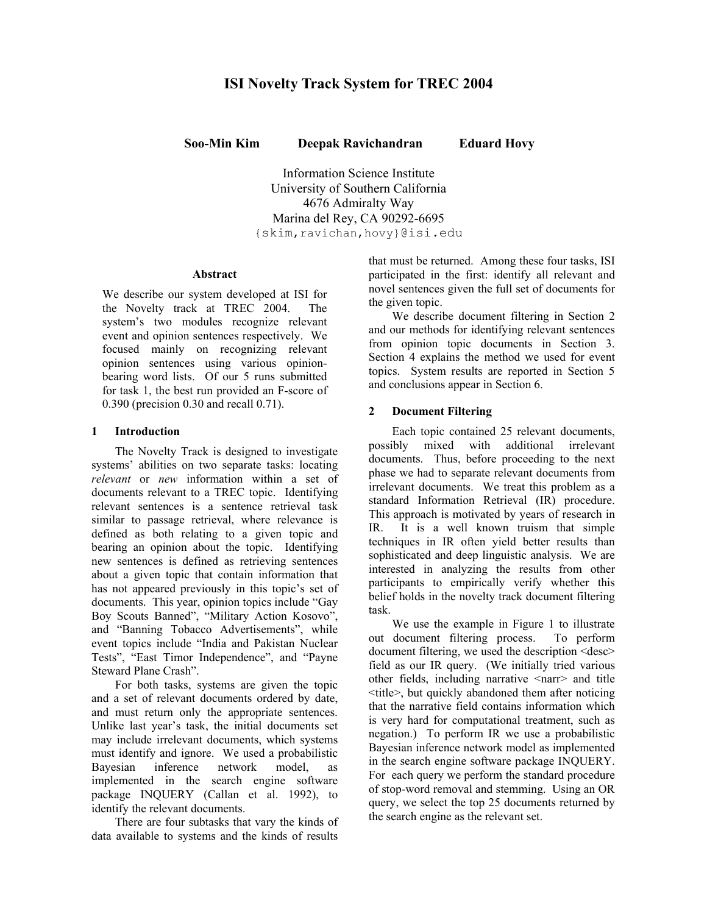# ISI Novelty Track System for TREC 2004

**Soo-Min Kim** **Deepak Ravichandran** **Eduard Hovy**

Information Science Institute
University of Southern California
4676 Admiralty Way
Marina del Rey, CA 90292-6695
{skim,ravichan,hovy}@isi.edu

### Abstract

We describe our system developed at ISI for the Novelty track at TREC 2004. The system's two modules recognize relevant event and opinion sentences respectively. We focused mainly on recognizing relevant opinion sentences using various opinion-bearing word lists. Of our 5 runs submitted for task 1, the best run provided an F-score of 0.390 (precision 0.30 and recall 0.71).

## 1 Introduction

The Novelty Track is designed to investigate systems' abilities on two separate tasks: locating *relevant* or *new* information within a set of documents relevant to a TREC topic. Identifying relevant sentences is a sentence retrieval task similar to passage retrieval, where relevance is defined as both relating to a given topic and bearing an opinion about the topic. Identifying new sentences is defined as retrieving sentences about a given topic that contain information that has not appeared previously in this topic's set of documents. This year, opinion topics include "Gay Boy Scouts Banned", "Military Action Kosovo", and "Banning Tobacco Advertisements", while event topics include "India and Pakistan Nuclear Tests", "East Timor Independence", and "Payne Steward Plane Crash".

For both tasks, systems are given the topic and a set of relevant documents ordered by date, and must return only the appropriate sentences. Unlike last year's task, the initial documents set may include irrelevant documents, which systems must identify and ignore. We used a probabilistic Bayesian inference network model, as implemented in the search engine software package INQUERY (Callan et al. 1992), to identify the relevant documents.

There are four subtasks that vary the kinds of data available to systems and the kinds of results that must be returned. Among these four tasks, ISI participated in the first: identify all relevant and novel sentences given the full set of documents for the given topic.

We describe document filtering in Section 2 and our methods for identifying relevant sentences from opinion topic documents in Section 3. Section 4 explains the method we used for event topics. System results are reported in Section 5 and conclusions appear in Section 6.

## 2 Document Filtering

Each topic contained 25 relevant documents, possibly mixed with additional irrelevant documents. Thus, before proceeding to the next phase we had to separate relevant documents from irrelevant documents. We treat this problem as a standard Information Retrieval (IR) procedure. This approach is motivated by years of research in IR. It is a well known truism that simple techniques in IR often yield better results than sophisticated and deep linguistic analysis. We are interested in analyzing the results from other participants to empirically verify whether this belief holds in the novelty track document filtering task.

We use the example in Figure 1 to illustrate out document filtering process. To perform document filtering, we used the description <desc> field as our IR query. (We initially tried various other fields, including narrative <narr> and title <title>, but quickly abandoned them after noticing that the narrative field contains information which is very hard for computational treatment, such as negation.) To perform IR we use a probabilistic Bayesian inference network model as implemented in the search engine software package INQUERY. For each query we perform the standard procedure of stop-word removal and stemming. Using an OR query, we select the top 25 documents returned by the search engine as the relevant set.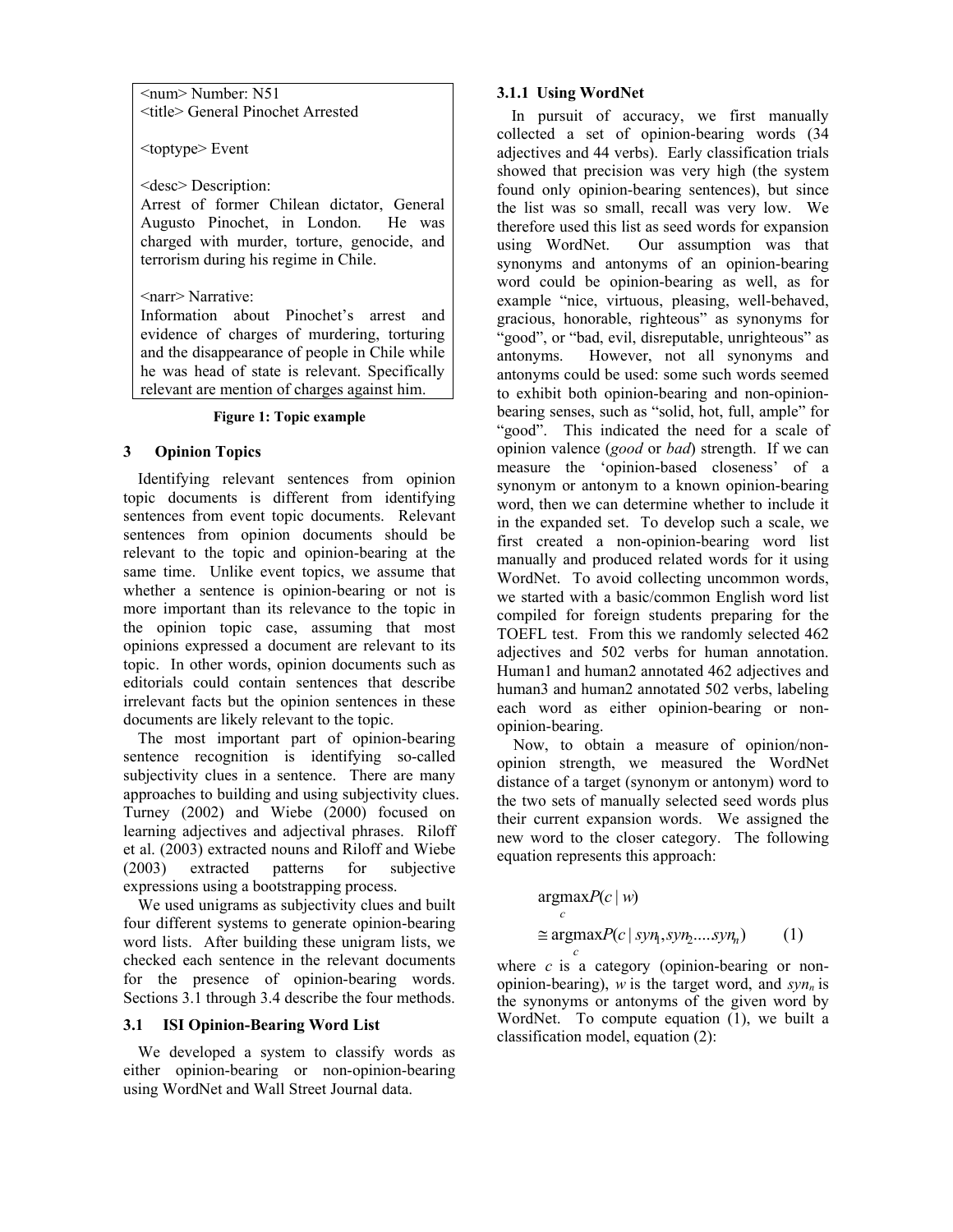```
<num> Number: N51
<title> General Pinochet Arrested

<toptype> Event

<desc> Description:
Arrest of former Chilean dictator, General Augusto Pinochet, in London. He was charged with murder, torture, genocide, and terrorism during his regime in Chile.

<narr> Narrative:
Information about Pinochet's arrest and evidence of charges of murdering, torturing and the disappearance of people in Chile while he was head of state is relevant. Specifically relevant are mention of charges against him.
```

**Figure 1: Topic example**

## 3 Opinion Topics

Identifying relevant sentences from opinion topic documents is different from identifying sentences from event topic documents. Relevant sentences from opinion documents should be relevant to the topic and opinion-bearing at the same time. Unlike event topics, we assume that whether a sentence is opinion-bearing or not is more important than its relevance to the topic in the opinion topic case, assuming that most opinions expressed a document are relevant to its topic. In other words, opinion documents such as editorials could contain sentences that describe irrelevant facts but the opinion sentences in these documents are likely relevant to the topic.

The most important part of opinion-bearing sentence recognition is identifying so-called subjectivity clues in a sentence. There are many approaches to building and using subjectivity clues. Turney (2002) and Wiebe (2000) focused on learning adjectives and adjectival phrases. Riloff et al. (2003) extracted nouns and Riloff and Wiebe (2003) extracted patterns for subjective expressions using a bootstrapping process.

We used unigrams as subjectivity clues and built four different systems to generate opinion-bearing word lists. After building these unigram lists, we checked each sentence in the relevant documents for the presence of opinion-bearing words. Sections 3.1 through 3.4 describe the four methods.

### 3.1 ISI Opinion-Bearing Word List

We developed a system to classify words as either opinion-bearing or non-opinion-bearing using WordNet and Wall Street Journal data.

#### 3.1.1 Using WordNet

In pursuit of accuracy, we first manually collected a set of opinion-bearing words (34 adjectives and 44 verbs). Early classification trials showed that precision was very high (the system found only opinion-bearing sentences), but since the list was so small, recall was very low. We therefore used this list as seed words for expansion using WordNet. Our assumption was that synonyms and antonyms of an opinion-bearing word could be opinion-bearing as well, as for example "nice, virtuous, pleasing, well-behaved, gracious, honorable, righteous" as synonyms for "good", or "bad, evil, disreputable, unrighteous" as antonyms. However, not all synonyms and antonyms could be used: some such words seemed to exhibit both opinion-bearing and non-opinion-bearing senses, such as "solid, hot, full, ample" for "good". This indicated the need for a scale of opinion valence (*good* or *bad*) strength. If we can measure the 'opinion-based closeness' of a synonym or antonym to a known opinion-bearing word, then we can determine whether to include it in the expanded set. To develop such a scale, we first created a non-opinion-bearing word list manually and produced related words for it using WordNet. To avoid collecting uncommon words, we started with a basic/common English word list compiled for foreign students preparing for the TOEFL test. From this we randomly selected 462 adjectives and 502 verbs for human annotation. Human1 and human2 annotated 462 adjectives and human3 and human2 annotated 502 verbs, labeling each word as either opinion-bearing or non-opinion-bearing.

Now, to obtain a measure of opinion/non-opinion strength, we measured the WordNet distance of a target (synonym or antonym) word to the two sets of manually selected seed words plus their current expansion words. We assigned the new word to the closer category. The following equation represents this approach:

$$\begin{aligned} &\operatorname*{argmax}_c P(c \mid w) \\ &\cong \operatorname*{argmax}_c P(c \mid syn_1, syn_2 .... syn_n) \qquad (1) \end{aligned}$$

where $c$ is a category (opinion-bearing or non-opinion-bearing), $w$ is the target word, and $syn_n$ is the synonyms or antonyms of the given word by WordNet. To compute equation (1), we built a classification model, equation (2):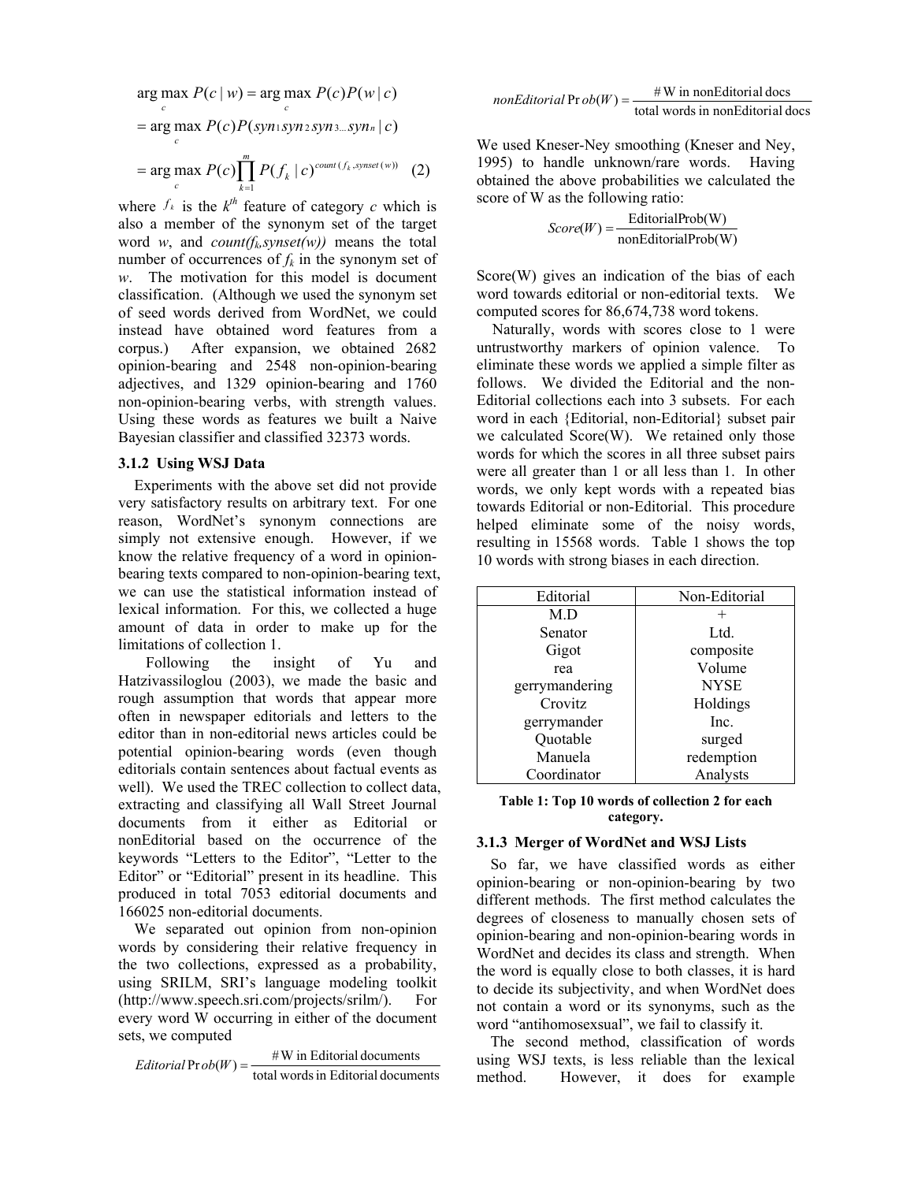$$
\begin{aligned}
\arg\max_c P(c \mid w) &= \arg\max_c P(c)P(w \mid c) \\
&= \arg\max_c P(c)P(syn_1 syn_2 syn_3 \ldots syn_n \mid c) \\
&= \arg\max_c P(c)\prod_{k=1}^{m} P(f_k \mid c)^{count(f_k, synset(w))} \quad (2)
\end{aligned}
$$

where $f_k$ is the $k^{th}$ feature of category $c$ which is also a member of the synonym set of the target word $w$, and $count(f_k,synset(w))$ means the total number of occurrences of $f_k$ in the synonym set of $w$. The motivation for this model is document classification. (Although we used the synonym set of seed words derived from WordNet, we could instead have obtained word features from a corpus.) After expansion, we obtained 2682 opinion-bearing and 2548 non-opinion-bearing adjectives, and 1329 opinion-bearing and 1760 non-opinion-bearing verbs, with strength values. Using these words as features we built a Naive Bayesian classifier and classified 32373 words.

### 3.1.2 Using WSJ Data

Experiments with the above set did not provide very satisfactory results on arbitrary text. For one reason, WordNet's synonym connections are simply not extensive enough. However, if we know the relative frequency of a word in opinion-bearing texts compared to non-opinion-bearing text, we can use the statistical information instead of lexical information. For this, we collected a huge amount of data in order to make up for the limitations of collection 1.

Following the insight of Yu and Hatzivassiloglou (2003), we made the basic and rough assumption that words that appear more often in newspaper editorials and letters to the editor than in non-editorial news articles could be potential opinion-bearing words (even though editorials contain sentences about factual events as well). We used the TREC collection to collect data, extracting and classifying all Wall Street Journal documents from it either as Editorial or nonEditorial based on the occurrence of the keywords "Letters to the Editor", "Letter to the Editor" or "Editorial" present in its headline. This produced in total 7053 editorial documents and 166025 non-editorial documents.

We separated out opinion from non-opinion words by considering their relative frequency in the two collections, expressed as a probability, using SRILM, SRI's language modeling toolkit (http://www.speech.sri.com/projects/srilm/). For every word W occurring in either of the document sets, we computed

$$
Editorial\Pr ob(W) = \frac{\#\text{W in Editorial documents}}{\text{total words in Editorial documents}}
$$

$$
nonEditorial\Pr ob(W) = \frac{\#\text{W in nonEditorial docs}}{\text{total words in nonEditorial docs}}
$$

We used Kneser-Ney smoothing (Kneser and Ney, 1995) to handle unknown/rare words. Having obtained the above probabilities we calculated the score of W as the following ratio:

$$
Score(W) = \frac{\text{EditorialProb(W)}}{\text{nonEditorialProb(W)}}
$$

Score(W) gives an indication of the bias of each word towards editorial or non-editorial texts. We computed scores for 86,674,738 word tokens.

Naturally, words with scores close to 1 were untrustworthy markers of opinion valence. To eliminate these words we applied a simple filter as follows. We divided the Editorial and the non-Editorial collections each into 3 subsets. For each word in each {Editorial, non-Editorial} subset pair we calculated Score(W). We retained only those words for which the scores in all three subset pairs were all greater than 1 or all less than 1. In other words, we only kept words with a repeated bias towards Editorial or non-Editorial. This procedure helped eliminate some of the noisy words, resulting in 15568 words. Table 1 shows the top 10 words with strong biases in each direction.

| Editorial | Non-Editorial |
|---|---|
| M.D | + |
| Senator | Ltd. |
| Gigot | composite |
| rea | Volume |
| gerrymandering | NYSE |
| Crovitz | Holdings |
| gerrymander | Inc. |
| Quotable | surged |
| Manuela | redemption |
| Coordinator | Analysts |

**Table 1: Top 10 words of collection 2 for each category.**

### 3.1.3 Merger of WordNet and WSJ Lists

So far, we have classified words as either opinion-bearing or non-opinion-bearing by two different methods. The first method calculates the degrees of closeness to manually chosen sets of opinion-bearing and non-opinion-bearing words in WordNet and decides its class and strength. When the word is equally close to both classes, it is hard to decide its subjectivity, and when WordNet does not contain a word or its synonyms, such as the word "antihomosexsual", we fail to classify it.

The second method, classification of words using WSJ texts, is less reliable than the lexical method. However, it does for example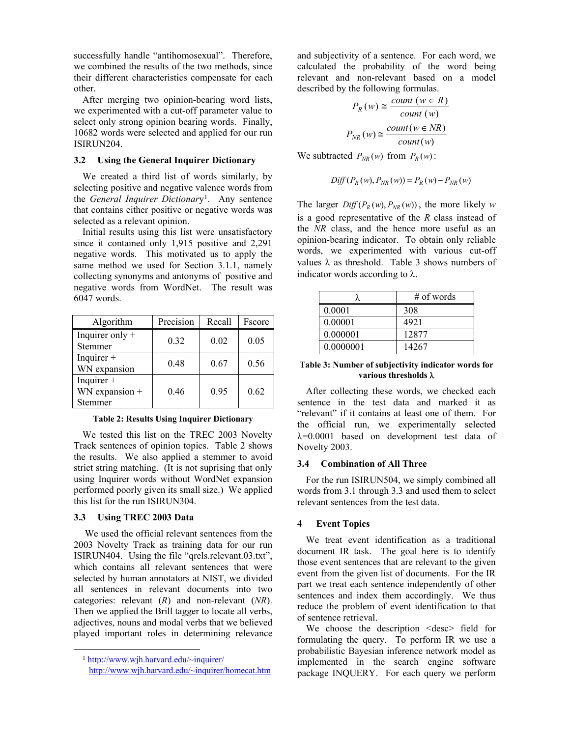successfully handle "antihomosexual". Therefore, we combined the results of the two methods, since their different characteristics compensate for each other.

After merging two opinion-bearing word lists, we experimented with a cut-off parameter value to select only strong opinion bearing words. Finally, 10682 words were selected and applied for our run ISIRUN204.

### 3.2 Using the General Inquirer Dictionary

We created a third list of words similarly, by selecting positive and negative valence words from the *General Inquirer Dictionary*[1]. Any sentence that contains either positive or negative words was selected as a relevant opinion.

Initial results using this list were unsatisfactory since it contained only 1,915 positive and 2,291 negative words. This motivated us to apply the same method we used for Section 3.1.1, namely collecting synonyms and antonyms of positive and negative words from WordNet. The result was 6047 words.

| Algorithm | Precision | Recall | Fscore |
|---|---|---|---|
| Inquirer only + Stemmer | 0.32 | 0.02 | 0.05 |
| Inquirer + WN expansion | 0.48 | 0.67 | 0.56 |
| Inquirer + WN expansion + Stemmer | 0.46 | 0.95 | 0.62 |

**Table 2: Results Using Inquirer Dictionary**

We tested this list on the TREC 2003 Novelty Track sentences of opinion topics. Table 2 shows the results. We also applied a stemmer to avoid strict string matching. (It is not suprising that only using Inquirer words without WordNet expansion performed poorly given its small size.) We applied this list for the run ISIRUN304.

### 3.3 Using TREC 2003 Data

We used the official relevant sentences from the 2003 Novelty Track as training data for our run ISIRUN404. Using the file "qrels.relevant.03.txt", which contains all relevant sentences that were selected by human annotators at NIST, we divided all sentences in relevant documents into two categories: relevant (*R*) and non-relevant (*NR*). Then we applied the Brill tagger to locate all verbs, adjectives, nouns and modal verbs that we believed played important roles in determining relevance and subjectivity of a sentence. For each word, we calculated the probability of the word being relevant and non-relevant based on a model described by the following formulas.

$$P_R(w) \cong \frac{count\ (w \in R)}{count\ (w)}$$

$$P_{NR}(w) \cong \frac{count(w \in NR)}{count(w)}$$

We subtracted $P_{NR}(w)$ from $P_R(w)$:

$$Diff\,(P_R(w), P_{NR}(w)) = P_R(w) - P_{NR}(w)$$

The larger $Diff\,(P_R(w), P_{NR}(w))$, the more likely $w$ is a good representative of the *R* class instead of the *NR* class, and the hence more useful as an opinion-bearing indicator. To obtain only reliable words, we experimented with various cut-off values $\lambda$ as threshold. Table 3 shows numbers of indicator words according to $\lambda$.

| $\lambda$ | # of words |
|---|---|
| 0.0001 | 308 |
| 0.00001 | 4921 |
| 0.000001 | 12877 |
| 0.0000001 | 14267 |

**Table 3: Number of subjectivity indicator words for various thresholds $\lambda$**

After collecting these words, we checked each sentence in the test data and marked it as "relevant" if it contains at least one of them. For the official run, we experimentally selected $\lambda$=0.0001 based on development test data of Novelty 2003.

### 3.4 Combination of All Three

For the run ISIRUN504, we simply combined all words from 3.1 through 3.3 and used them to select relevant sentences from the test data.

## 4 Event Topics

We treat event identification as a traditional document IR task. The goal here is to identify those event sentences that are relevant to the given event from the given list of documents. For the IR part we treat each sentence independently of other sentences and index them accordingly. We thus reduce the problem of event identification to that of sentence retrieval.

We choose the description <desc> field for formulating the query. To perform IR we use a probabilistic Bayesian inference network model as implemented in the search engine software package INQUERY. For each query we perform

[1] http://www.wjh.harvard.edu/~inquirer/
http://www.wjh.harvard.edu/~inquirer/homecat.htm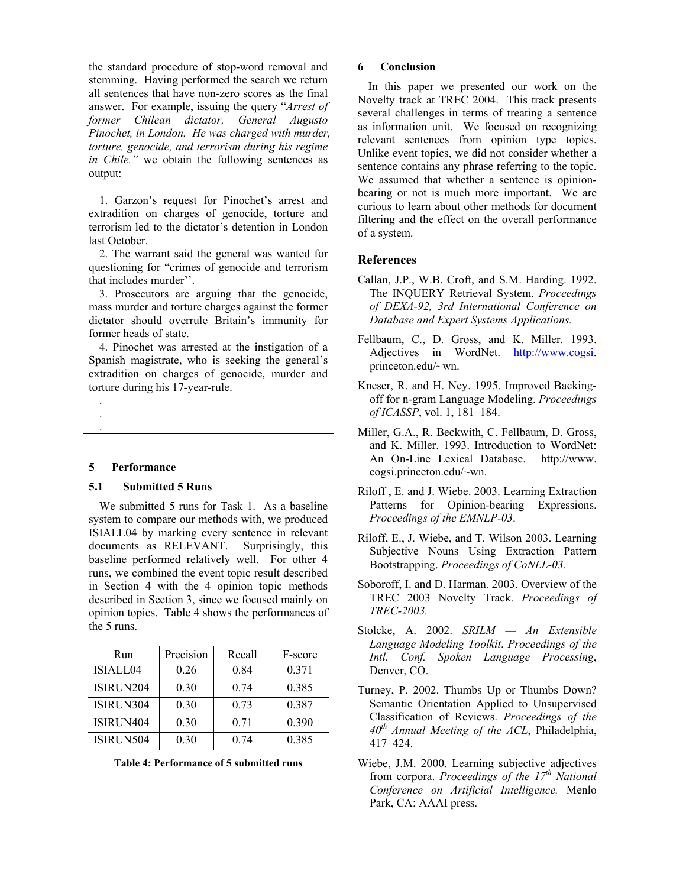the standard procedure of stop-word removal and stemming. Having performed the search we return all sentences that have non-zero scores as the final answer. For example, issuing the query "*Arrest of former Chilean dictator, General Augusto Pinochet, in London. He was charged with murder, torture, genocide, and terrorism during his regime in Chile.*" we obtain the following sentences as output:

> 1. Garzon's request for Pinochet's arrest and extradition on charges of genocide, torture and terrorism led to the dictator's detention in London last October.
> 2. The warrant said the general was wanted for questioning for "crimes of genocide and terrorism that includes murder''.
> 3. Prosecutors are arguing that the genocide, mass murder and torture charges against the former dictator should overrule Britain's immunity for former heads of state.
> 4. Pinochet was arrested at the instigation of a Spanish magistrate, who is seeking the general's extradition on charges of genocide, murder and torture during his 17-year-rule.
>
> .
> .
> .

## 5 Performance

### 5.1 Submitted 5 Runs

We submitted 5 runs for Task 1. As a baseline system to compare our methods with, we produced ISIALL04 by marking every sentence in relevant documents as RELEVANT. Surprisingly, this baseline performed relatively well. For other 4 runs, we combined the event topic result described in Section 4 with the 4 opinion topic methods described in Section 3, since we focused mainly on opinion topics. Table 4 shows the performances of the 5 runs.

| Run | Precision | Recall | F-score |
|---|---|---|---|
| ISIALL04 | 0.26 | 0.84 | 0.371 |
| ISIRUN204 | 0.30 | 0.74 | 0.385 |
| ISIRUN304 | 0.30 | 0.73 | 0.387 |
| ISIRUN404 | 0.30 | 0.71 | 0.390 |
| ISIRUN504 | 0.30 | 0.74 | 0.385 |

**Table 4: Performance of 5 submitted runs**

## 6 Conclusion

In this paper we presented our work on the Novelty track at TREC 2004. This track presents several challenges in terms of treating a sentence as information unit. We focused on recognizing relevant sentences from opinion type topics. Unlike event topics, we did not consider whether a sentence contains any phrase referring to the topic. We assumed that whether a sentence is opinion-bearing or not is much more important. We are curious to learn about other methods for document filtering and the effect on the overall performance of a system.

## References

Callan, J.P., W.B. Croft, and S.M. Harding. 1992. The INQUERY Retrieval System. *Proceedings of DEXA-92, 3rd International Conference on Database and Expert Systems Applications.*

Fellbaum, C., D. Gross, and K. Miller. 1993. Adjectives in WordNet. http://www.cogsi.princeton.edu/~wn.

Kneser, R. and H. Ney. 1995. Improved Backing-off for n-gram Language Modeling. *Proceedings of ICASSP*, vol. 1, 181–184.

Miller, G.A., R. Beckwith, C. Fellbaum, D. Gross, and K. Miller. 1993. Introduction to WordNet: An On-Line Lexical Database. http://www.cogsi.princeton.edu/~wn.

Riloff , E. and J. Wiebe. 2003. Learning Extraction Patterns for Opinion-bearing Expressions. *Proceedings of the EMNLP-03*.

Riloff, E., J. Wiebe, and T. Wilson 2003. Learning Subjective Nouns Using Extraction Pattern Bootstrapping. *Proceedings of CoNLL-03.*

Soboroff, I. and D. Harman. 2003. Overview of the TREC 2003 Novelty Track. *Proceedings of TREC-2003.*

Stolcke, A. 2002. *SRILM — An Extensible Language Modeling Toolkit*. *Proceedings of the Intl. Conf. Spoken Language Processing*, Denver, CO.

Turney, P. 2002. Thumbs Up or Thumbs Down? Semantic Orientation Applied to Unsupervised Classification of Reviews. *Proceedings of the 40th Annual Meeting of the ACL*, Philadelphia, 417–424.

Wiebe, J.M. 2000. Learning subjective adjectives from corpora. *Proceedings of the 17th National Conference on Artificial Intelligence.* Menlo Park, CA: AAAI press.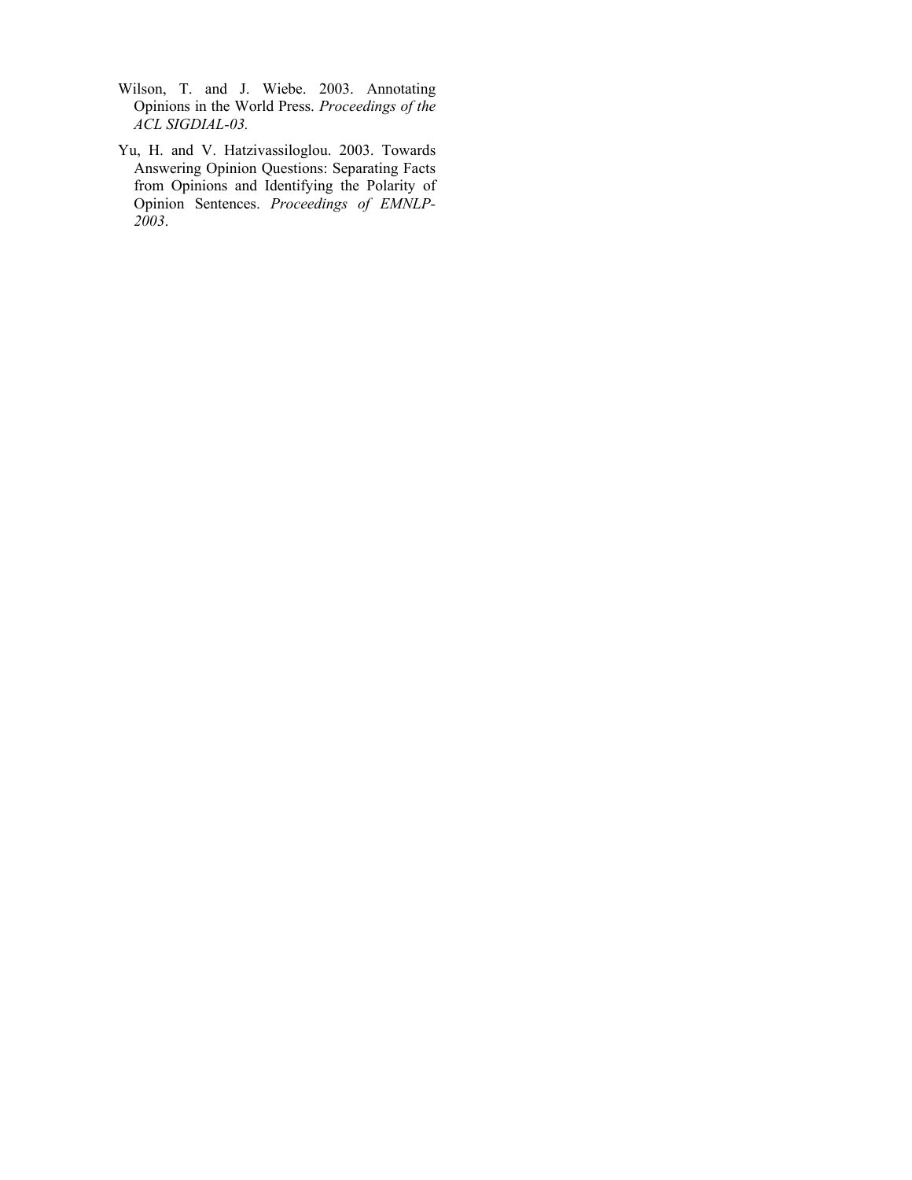Wilson, T. and J. Wiebe. 2003. Annotating Opinions in the World Press. *Proceedings of the ACL SIGDIAL-03.*

Yu, H. and V. Hatzivassiloglou. 2003. Towards Answering Opinion Questions: Separating Facts from Opinions and Identifying the Polarity of Opinion Sentences. *Proceedings of EMNLP-2003*.